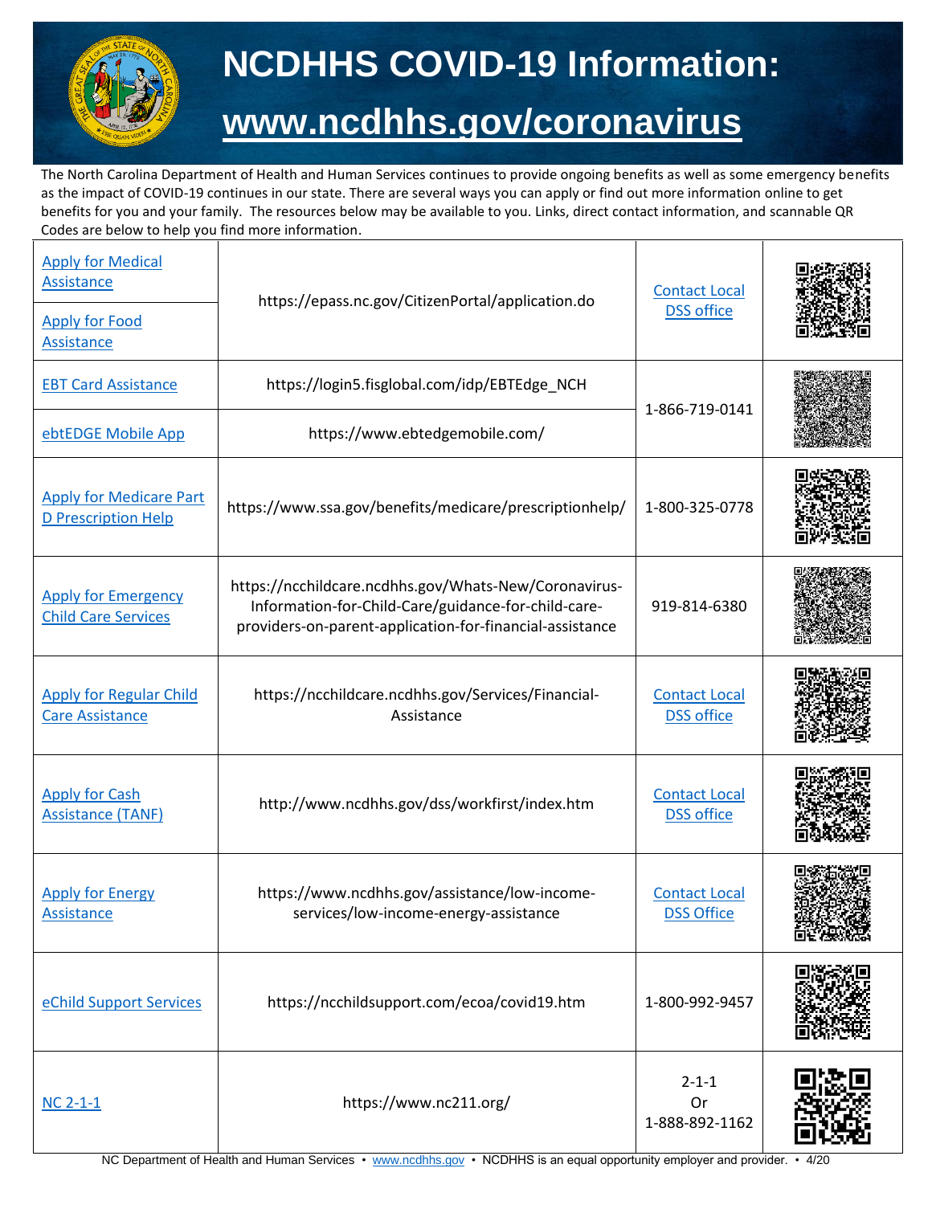# NCDHHS COVID-19 Information:

# www.ncdhhs.gov/coronavirus

The North Carolina Department of Health and Human Services continues to provide ongoing benefits as well as some emergency benefits as the impact of COVID-19 continues in our state. There are several ways you can apply or find out more information online to get benefits for you and your family. The resources below may be available to you. Links, direct contact information, and scannable QR Codes are below to help you find more information.

| | | | |
|---|---|---|---|
| Apply for Medical Assistance | https://epass.nc.gov/CitizenPortal/application.do | Contact Local DSS office | |
| Apply for Food Assistance | | | |
| EBT Card Assistance | https://login5.fisglobal.com/idp/EBTEdge_NCH | 1-866-719-0141 | |
| ebtEDGE Mobile App | https://www.ebtedgemobile.com/ | | |
| Apply for Medicare Part D Prescription Help | https://www.ssa.gov/benefits/medicare/prescriptionhelp/ | 1-800-325-0778 | |
| Apply for Emergency Child Care Services | https://ncchildcare.ncdhhs.gov/Whats-New/Coronavirus-Information-for-Child-Care/guidance-for-child-care-providers-on-parent-application-for-financial-assistance | 919-814-6380 | |
| Apply for Regular Child Care Assistance | https://ncchildcare.ncdhhs.gov/Services/Financial-Assistance | Contact Local DSS office | |
| Apply for Cash Assistance (TANF) | http://www.ncdhhs.gov/dss/workfirst/index.htm | Contact Local DSS office | |
| Apply for Energy Assistance | https://www.ncdhhs.gov/assistance/low-income-services/low-income-energy-assistance | Contact Local DSS Office | |
| eChild Support Services | https://ncchildsupport.com/ecoa/covid19.htm | 1-800-992-9457 | |
| NC 2-1-1 | https://www.nc211.org/ | 2-1-1 Or 1-888-892-1162 | |

NC Department of Health and Human Services • www.ncdhhs.gov • NCDHHS is an equal opportunity employer and provider. • 4/20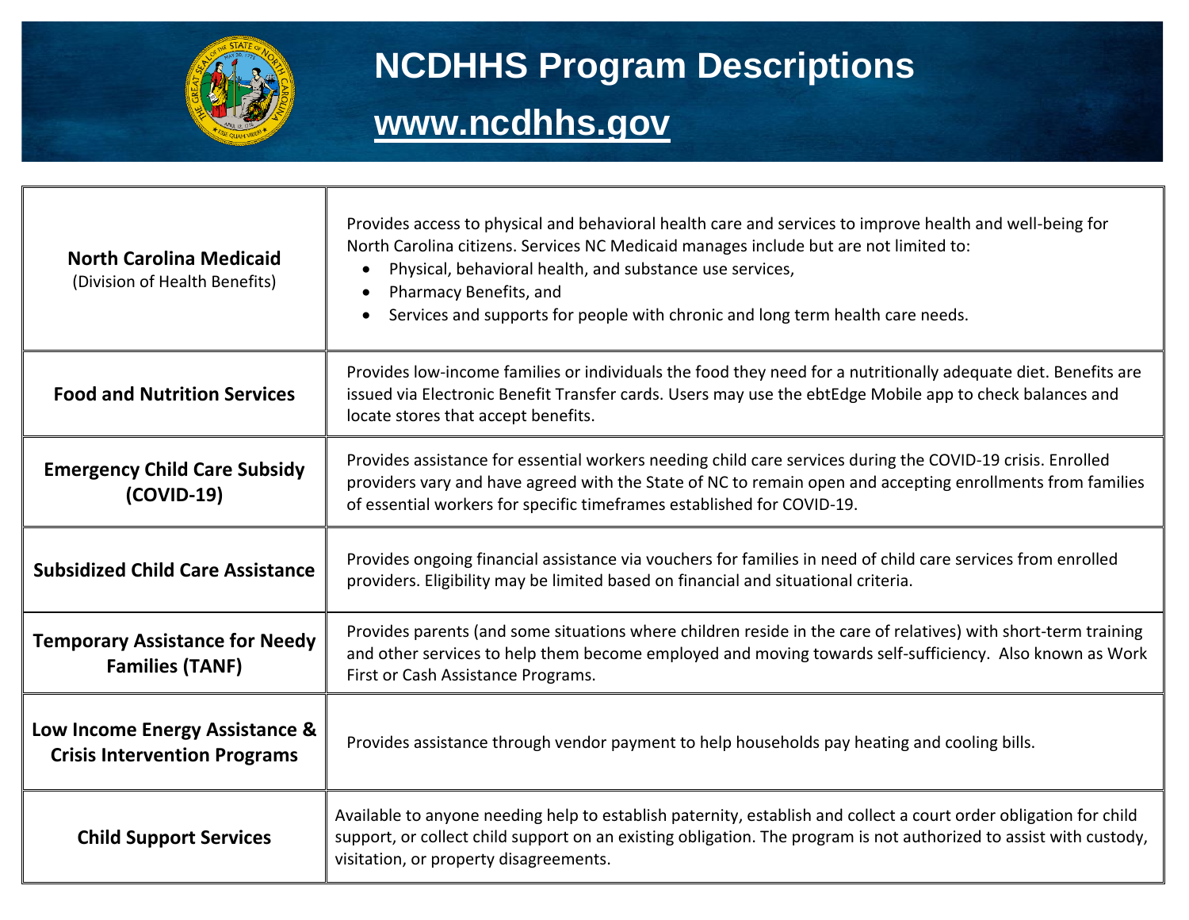# NCDHHS Program Descriptions

## www.ncdhhs.gov

| | |
|---|---|
| **North Carolina Medicaid** (Division of Health Benefits) | Provides access to physical and behavioral health care and services to improve health and well-being for North Carolina citizens. Services NC Medicaid manages include but are not limited to: <br>• Physical, behavioral health, and substance use services, <br>• Pharmacy Benefits, and <br>• Services and supports for people with chronic and long term health care needs. |
| **Food and Nutrition Services** | Provides low-income families or individuals the food they need for a nutritionally adequate diet. Benefits are issued via Electronic Benefit Transfer cards. Users may use the ebtEdge Mobile app to check balances and locate stores that accept benefits. |
| **Emergency Child Care Subsidy (COVID-19)** | Provides assistance for essential workers needing child care services during the COVID-19 crisis. Enrolled providers vary and have agreed with the State of NC to remain open and accepting enrollments from families of essential workers for specific timeframes established for COVID-19. |
| **Subsidized Child Care Assistance** | Provides ongoing financial assistance via vouchers for families in need of child care services from enrolled providers. Eligibility may be limited based on financial and situational criteria. |
| **Temporary Assistance for Needy Families (TANF)** | Provides parents (and some situations where children reside in the care of relatives) with short-term training and other services to help them become employed and moving towards self-sufficiency. Also known as Work First or Cash Assistance Programs. |
| **Low Income Energy Assistance & Crisis Intervention Programs** | Provides assistance through vendor payment to help households pay heating and cooling bills. |
| **Child Support Services** | Available to anyone needing help to establish paternity, establish and collect a court order obligation for child support, or collect child support on an existing obligation. The program is not authorized to assist with custody, visitation, or property disagreements. |